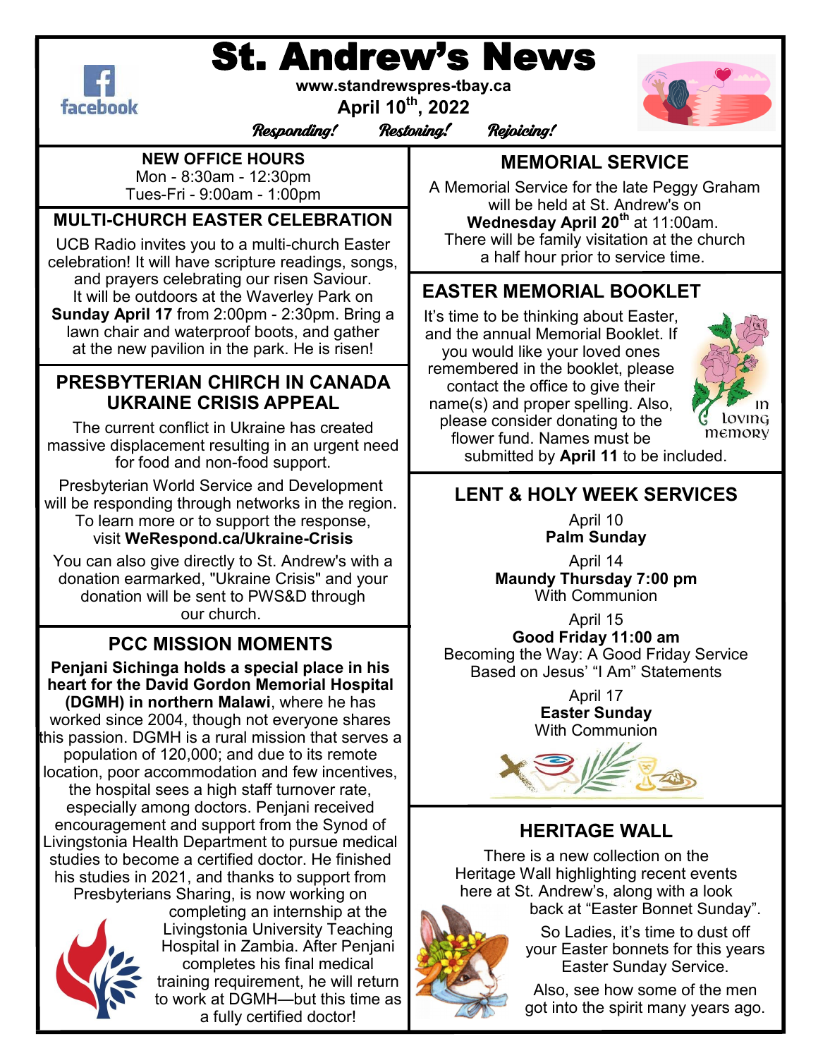# St. Andrew's News

**www.standrewspres-tbay.ca**

**April 10th, 2022**

*Responding! Restoring! Rejoicing!*

## NEW OFFICE HOURS

Mon - 8:30am - 12:30pm
Tues-Fri - 9:00am - 1:00pm

## MULTI-CHURCH EASTER CELEBRATION

UCB Radio invites you to a multi-church Easter celebration! It will have scripture readings, songs, and prayers celebrating our risen Saviour. It will be outdoors at the Waverley Park on **Sunday April 17** from 2:00pm - 2:30pm. Bring a lawn chair and waterproof boots, and gather at the new pavilion in the park. He is risen!

## PRESBYTERIAN CHURCH IN CANADA UKRAINE CRISIS APPEAL

The current conflict in Ukraine has created massive displacement resulting in an urgent need for food and non-food support.

Presbyterian World Service and Development will be responding through networks in the region. To learn more or to support the response, visit **WeRespond.ca/Ukraine-Crisis**

You can also give directly to St. Andrew's with a donation earmarked, "Ukraine Crisis" and your donation will be sent to PWS&D through our church.

## PCC MISSION MOMENTS

**Penjani Sichinga holds a special place in his heart for the David Gordon Memorial Hospital (DGMH) in northern Malawi**, where he has worked since 2004, though not everyone shares this passion. DGMH is a rural mission that serves a population of 120,000; and due to its remote location, poor accommodation and few incentives, the hospital sees a high staff turnover rate, especially among doctors. Penjani received encouragement and support from the Synod of Livingstonia Health Department to pursue medical studies to become a certified doctor. He finished his studies in 2021, and thanks to support from Presbyterians Sharing, is now working on completing an internship at the Livingstonia University Teaching Hospital in Zambia. After Penjani completes his final medical training requirement, he will return to work at DGMH—but this time as a fully certified doctor!

## MEMORIAL SERVICE

A Memorial Service for the late Peggy Graham will be held at St. Andrew's on **Wednesday April 20th** at 11:00am. There will be family visitation at the church a half hour prior to service time.

## EASTER MEMORIAL BOOKLET

It's time to be thinking about Easter, and the annual Memorial Booklet. If you would like your loved ones remembered in the booklet, please contact the office to give their name(s) and proper spelling. Also, please consider donating to the flower fund. Names must be submitted by **April 11** to be included.

In loving memory

## LENT & HOLY WEEK SERVICES

April 10
**Palm Sunday**

April 14
**Maundy Thursday 7:00 pm**
With Communion

April 15
**Good Friday 11:00 am**
Becoming the Way: A Good Friday Service Based on Jesus' "I Am" Statements

April 17
**Easter Sunday**
With Communion

## HERITAGE WALL

There is a new collection on the Heritage Wall highlighting recent events here at St. Andrew's, along with a look back at "Easter Bonnet Sunday".

So Ladies, it's time to dust off your Easter bonnets for this years Easter Sunday Service.

Also, see how some of the men got into the spirit many years ago.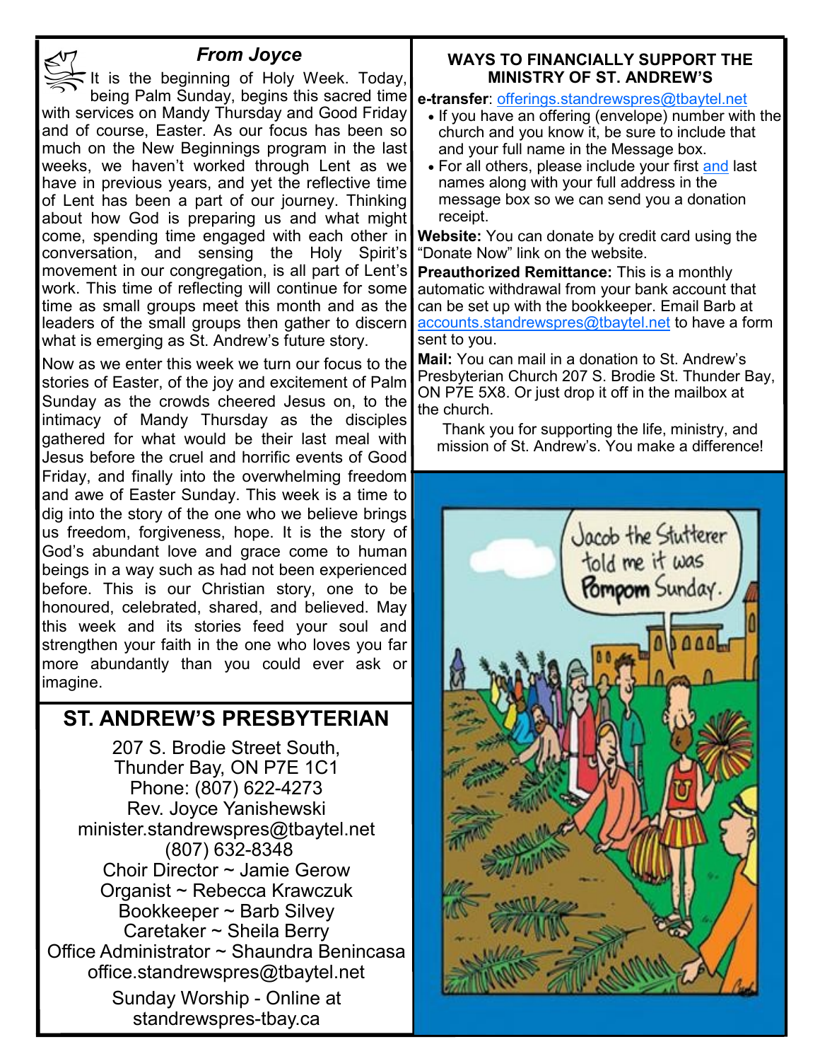## *From Joyce*

It is the beginning of Holy Week. Today, being Palm Sunday, begins this sacred time with services on Mandy Thursday and Good Friday and of course, Easter. As our focus has been so much on the New Beginnings program in the last weeks, we haven't worked through Lent as we have in previous years, and yet the reflective time of Lent has been a part of our journey. Thinking about how God is preparing us and what might come, spending time engaged with each other in conversation, and sensing the Holy Spirit's movement in our congregation, is all part of Lent's work. This time of reflecting will continue for some time as small groups meet this month and as the leaders of the small groups then gather to discern what is emerging as St. Andrew's future story.

Now as we enter this week we turn our focus to the stories of Easter, of the joy and excitement of Palm Sunday as the crowds cheered Jesus on, to the intimacy of Mandy Thursday as the disciples gathered for what would be their last meal with Jesus before the cruel and horrific events of Good Friday, and finally into the overwhelming freedom and awe of Easter Sunday. This week is a time to dig into the story of the one who we believe brings us freedom, forgiveness, hope. It is the story of God's abundant love and grace come to human beings in a way such as had not been experienced before. This is our Christian story, one to be honoured, celebrated, shared, and believed. May this week and its stories feed your soul and strengthen your faith in the one who loves you far more abundantly than you could ever ask or imagine.

## ST. ANDREW'S PRESBYTERIAN

207 S. Brodie Street South,
Thunder Bay, ON P7E 1C1
Phone: (807) 622-4273
Rev. Joyce Yanishewski
minister.standrewspres@tbaytel.net
(807) 632-8348
Choir Director ~ Jamie Gerow
Organist ~ Rebecca Krawczuk
Bookkeeper ~ Barb Silvey
Caretaker ~ Sheila Berry
Office Administrator ~ Shaundra Benincasa
office.standrewspres@tbaytel.net

Sunday Worship - Online at
standrewspres-tbay.ca

### WAYS TO FINANCIALLY SUPPORT THE MINISTRY OF ST. ANDREW'S

**e-transfer**: offerings.standrewspres@tbaytel.net

- If you have an offering (envelope) number with the church and you know it, be sure to include that and your full name in the Message box.
- For all others, please include your first and last names along with your full address in the message box so we can send you a donation receipt.

**Website:** You can donate by credit card using the "Donate Now" link on the website.

**Preauthorized Remittance:** This is a monthly automatic withdrawal from your bank account that can be set up with the bookkeeper. Email Barb at accounts.standrewspres@tbaytel.net to have a form sent to you.

**Mail:** You can mail in a donation to St. Andrew's Presbyterian Church 207 S. Brodie St. Thunder Bay, ON P7E 5X8. Or just drop it off in the mailbox at the church.

Thank you for supporting the life, ministry, and mission of St. Andrew's. You make a difference!